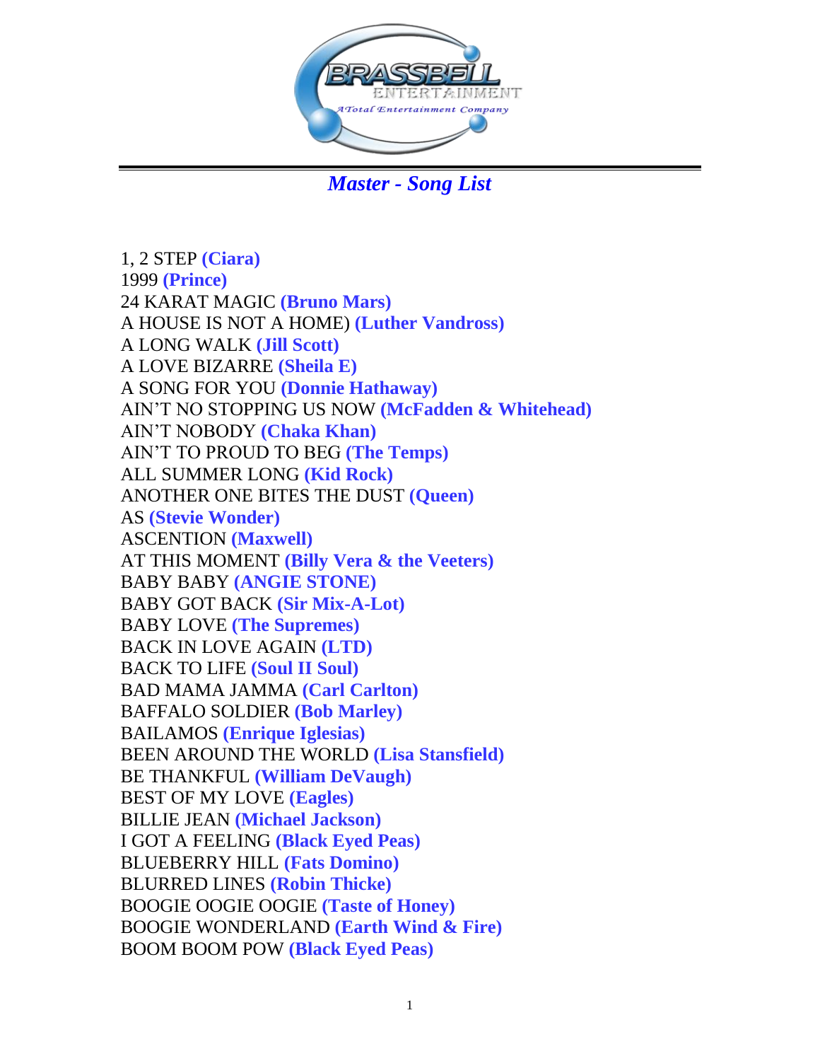BRASSBELL ENTERTAINMENT

*A Total Entertainment Company*

## *Master - Song List*

1, 2 STEP **(Ciara)**
1999 **(Prince)**
24 KARAT MAGIC **(Bruno Mars)**
A HOUSE IS NOT A HOME) **(Luther Vandross)**
A LONG WALK **(Jill Scott)**
A LOVE BIZARRE **(Sheila E)**
A SONG FOR YOU **(Donnie Hathaway)**
AIN'T NO STOPPING US NOW **(McFadden & Whitehead)**
AIN'T NOBODY **(Chaka Khan)**
AIN'T TO PROUD TO BEG **(The Temps)**
ALL SUMMER LONG **(Kid Rock)**
ANOTHER ONE BITES THE DUST **(Queen)**
AS **(Stevie Wonder)**
ASCENTION **(Maxwell)**
AT THIS MOMENT **(Billy Vera & the Veeters)**
BABY BABY **(ANGIE STONE)**
BABY GOT BACK **(Sir Mix-A-Lot)**
BABY LOVE **(The Supremes)**
BACK IN LOVE AGAIN **(LTD)**
BACK TO LIFE **(Soul II Soul)**
BAD MAMA JAMMA **(Carl Carlton)**
BAFFALO SOLDIER **(Bob Marley)**
BAILAMOS **(Enrique Iglesias)**
BEEN AROUND THE WORLD **(Lisa Stansfield)**
BE THANKFUL **(William DeVaugh)**
BEST OF MY LOVE **(Eagles)**
BILLIE JEAN **(Michael Jackson)**
I GOT A FEELING **(Black Eyed Peas)**
BLUEBERRY HILL **(Fats Domino)**
BLURRED LINES **(Robin Thicke)**
BOOGIE OOGIE OOGIE **(Taste of Honey)**
BOOGIE WONDERLAND **(Earth Wind & Fire)**
BOOM BOOM POW **(Black Eyed Peas)**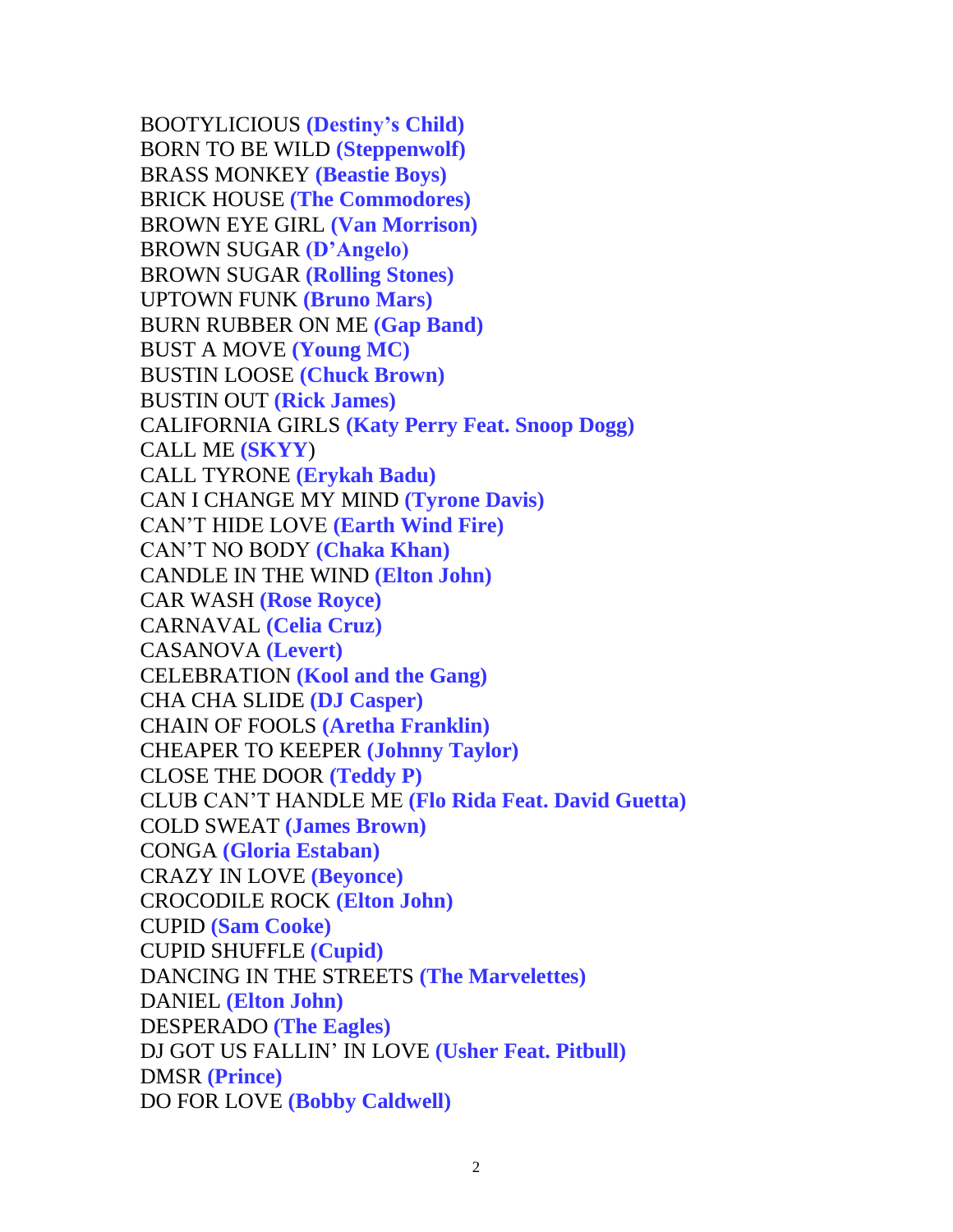BOOTYLICIOUS **(Destiny's Child)**
BORN TO BE WILD **(Steppenwolf)**
BRASS MONKEY **(Beastie Boys)**
BRICK HOUSE **(The Commodores)**
BROWN EYE GIRL **(Van Morrison)**
BROWN SUGAR **(D'Angelo)**
BROWN SUGAR **(Rolling Stones)**
UPTOWN FUNK **(Bruno Mars)**
BURN RUBBER ON ME **(Gap Band)**
BUST A MOVE **(Young MC)**
BUSTIN LOOSE **(Chuck Brown)**
BUSTIN OUT **(Rick James)**
CALIFORNIA GIRLS **(Katy Perry Feat. Snoop Dogg)**
CALL ME **(SKYY**)
CALL TYRONE **(Erykah Badu)**
CAN I CHANGE MY MIND **(Tyrone Davis)**
CAN'T HIDE LOVE **(Earth Wind Fire)**
CAN'T NO BODY **(Chaka Khan)**
CANDLE IN THE WIND **(Elton John)**
CAR WASH **(Rose Royce)**
CARNAVAL **(Celia Cruz)**
CASANOVA **(Levert)**
CELEBRATION **(Kool and the Gang)**
CHA CHA SLIDE **(DJ Casper)**
CHAIN OF FOOLS **(Aretha Franklin)**
CHEAPER TO KEEPER **(Johnny Taylor)**
CLOSE THE DOOR **(Teddy P)**
CLUB CAN'T HANDLE ME **(Flo Rida Feat. David Guetta)**
COLD SWEAT **(James Brown)**
CONGA **(Gloria Estaban)**
CRAZY IN LOVE **(Beyonce)**
CROCODILE ROCK **(Elton John)**
CUPID **(Sam Cooke)**
CUPID SHUFFLE **(Cupid)**
DANCING IN THE STREETS **(The Marvelettes)**
DANIEL **(Elton John)**
DESPERADO **(The Eagles)**
DJ GOT US FALLIN' IN LOVE **(Usher Feat. Pitbull)**
DMSR **(Prince)**
DO FOR LOVE **(Bobby Caldwell)**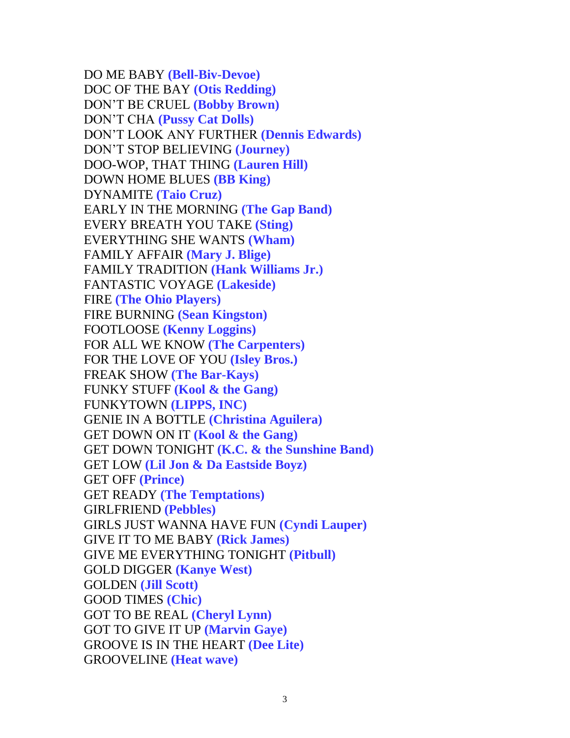DO ME BABY **(Bell-Biv-Devoe)**
DOC OF THE BAY **(Otis Redding)**
DON'T BE CRUEL **(Bobby Brown)**
DON'T CHA **(Pussy Cat Dolls)**
DON'T LOOK ANY FURTHER **(Dennis Edwards)**
DON'T STOP BELIEVING **(Journey)**
DOO-WOP, THAT THING **(Lauren Hill)**
DOWN HOME BLUES **(BB King)**
DYNAMITE **(Taio Cruz)**
EARLY IN THE MORNING **(The Gap Band)**
EVERY BREATH YOU TAKE **(Sting)**
EVERYTHING SHE WANTS **(Wham)**
FAMILY AFFAIR **(Mary J. Blige)**
FAMILY TRADITION **(Hank Williams Jr.)**
FANTASTIC VOYAGE **(Lakeside)**
FIRE **(The Ohio Players)**
FIRE BURNING **(Sean Kingston)**
FOOTLOOSE **(Kenny Loggins)**
FOR ALL WE KNOW **(The Carpenters)**
FOR THE LOVE OF YOU **(Isley Bros.)**
FREAK SHOW **(The Bar-Kays)**
FUNKY STUFF **(Kool & the Gang)**
FUNKYTOWN **(LIPPS, INC)**
GENIE IN A BOTTLE **(Christina Aguilera)**
GET DOWN ON IT **(Kool & the Gang)**
GET DOWN TONIGHT **(K.C. & the Sunshine Band)**
GET LOW **(Lil Jon & Da Eastside Boyz)**
GET OFF **(Prince)**
GET READY **(The Temptations)**
GIRLFRIEND **(Pebbles)**
GIRLS JUST WANNA HAVE FUN **(Cyndi Lauper)**
GIVE IT TO ME BABY **(Rick James)**
GIVE ME EVERYTHING TONIGHT **(Pitbull)**
GOLD DIGGER **(Kanye West)**
GOLDEN **(Jill Scott)**
GOOD TIMES **(Chic)**
GOT TO BE REAL **(Cheryl Lynn)**
GOT TO GIVE IT UP **(Marvin Gaye)**
GROOVE IS IN THE HEART **(Dee Lite)**
GROOVELINE **(Heat wave)**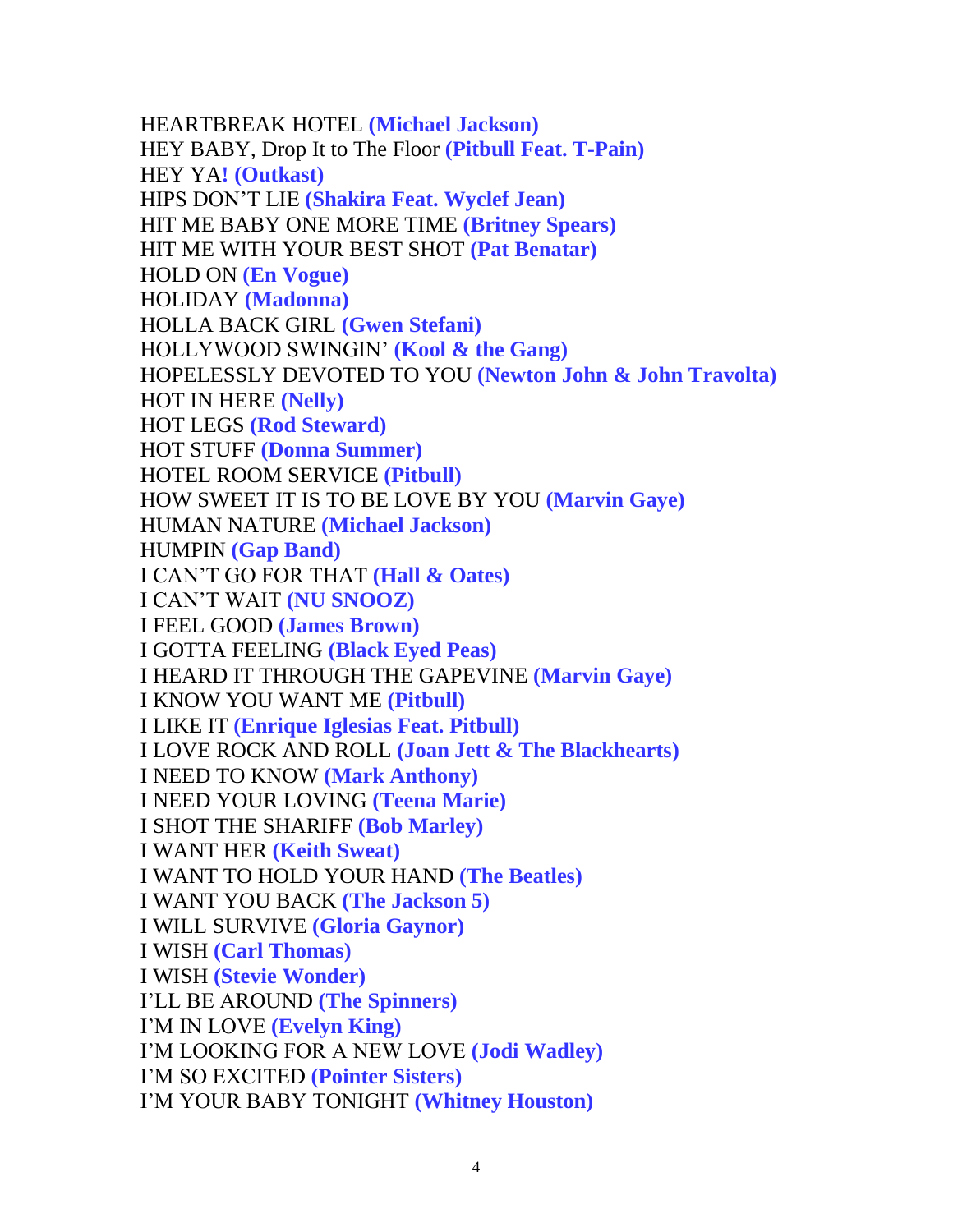HEARTBREAK HOTEL **(Michael Jackson)**
HEY BABY, Drop It to The Floor **(Pitbull Feat. T-Pain)**
HEY YA**! (Outkast)**
HIPS DON'T LIE **(Shakira Feat. Wyclef Jean)**
HIT ME BABY ONE MORE TIME **(Britney Spears)**
HIT ME WITH YOUR BEST SHOT **(Pat Benatar)**
HOLD ON **(En Vogue)**
HOLIDAY **(Madonna)**
HOLLA BACK GIRL **(Gwen Stefani)**
HOLLYWOOD SWINGIN' **(Kool & the Gang)**
HOPELESSLY DEVOTED TO YOU **(Newton John & John Travolta)**
HOT IN HERE **(Nelly)**
HOT LEGS **(Rod Steward)**
HOT STUFF **(Donna Summer)**
HOTEL ROOM SERVICE **(Pitbull)**
HOW SWEET IT IS TO BE LOVE BY YOU **(Marvin Gaye)**
HUMAN NATURE **(Michael Jackson)**
HUMPIN **(Gap Band)**
I CAN'T GO FOR THAT **(Hall & Oates)**
I CAN'T WAIT **(NU SNOOZ)**
I FEEL GOOD **(James Brown)**
I GOTTA FEELING **(Black Eyed Peas)**
I HEARD IT THROUGH THE GAPEVINE **(Marvin Gaye)**
I KNOW YOU WANT ME **(Pitbull)**
I LIKE IT **(Enrique Iglesias Feat. Pitbull)**
I LOVE ROCK AND ROLL **(Joan Jett & The Blackhearts)**
I NEED TO KNOW **(Mark Anthony)**
I NEED YOUR LOVING **(Teena Marie)**
I SHOT THE SHARIFF **(Bob Marley)**
I WANT HER **(Keith Sweat)**
I WANT TO HOLD YOUR HAND **(The Beatles)**
I WANT YOU BACK **(The Jackson 5)**
I WILL SURVIVE **(Gloria Gaynor)**
I WISH **(Carl Thomas)**
I WISH **(Stevie Wonder)**
I'LL BE AROUND **(The Spinners)**
I'M IN LOVE **(Evelyn King)**
I'M LOOKING FOR A NEW LOVE **(Jodi Wadley)**
I'M SO EXCITED **(Pointer Sisters)**
I'M YOUR BABY TONIGHT **(Whitney Houston)**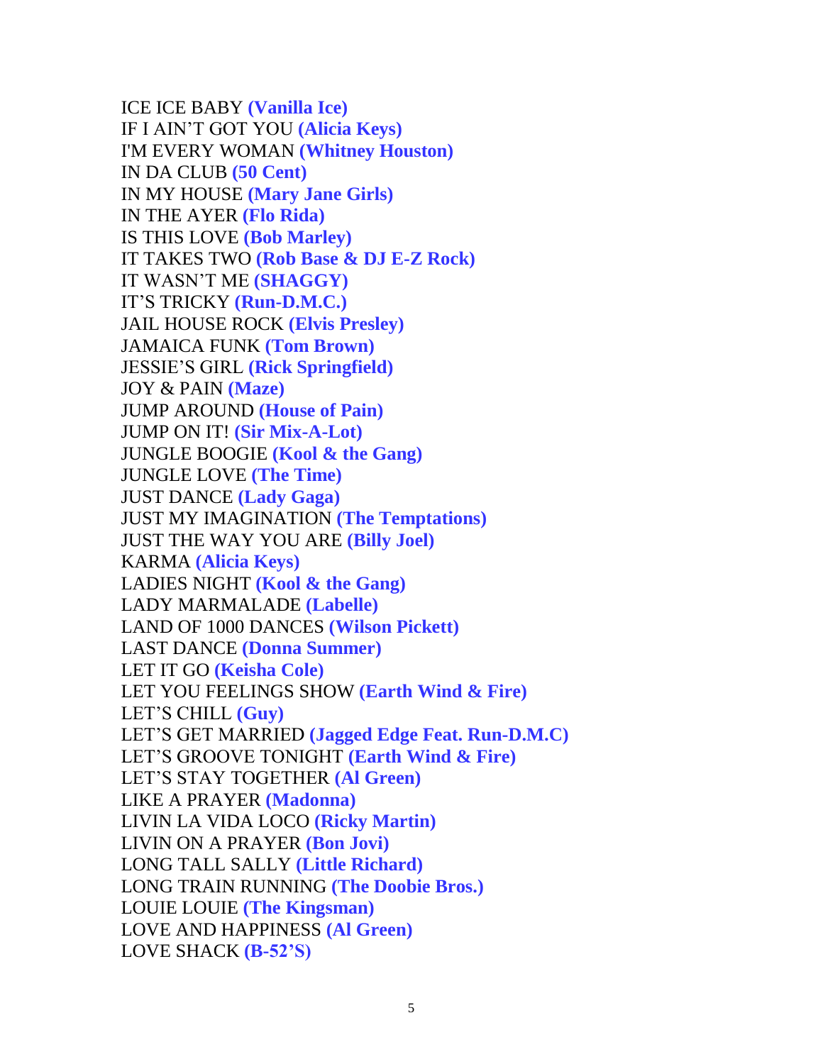ICE ICE BABY **(Vanilla Ice)**
IF I AIN'T GOT YOU **(Alicia Keys)**
I'M EVERY WOMAN **(Whitney Houston)**
IN DA CLUB **(50 Cent)**
IN MY HOUSE **(Mary Jane Girls)**
IN THE AYER **(Flo Rida)**
IS THIS LOVE **(Bob Marley)**
IT TAKES TWO **(Rob Base & DJ E-Z Rock)**
IT WASN'T ME **(SHAGGY)**
IT'S TRICKY **(Run-D.M.C.)**
JAIL HOUSE ROCK **(Elvis Presley)**
JAMAICA FUNK **(Tom Brown)**
JESSIE'S GIRL **(Rick Springfield)**
JOY & PAIN **(Maze)**
JUMP AROUND **(House of Pain)**
JUMP ON IT! **(Sir Mix-A-Lot)**
JUNGLE BOOGIE **(Kool & the Gang)**
JUNGLE LOVE **(The Time)**
JUST DANCE **(Lady Gaga)**
JUST MY IMAGINATION **(The Temptations)**
JUST THE WAY YOU ARE **(Billy Joel)**
KARMA **(Alicia Keys)**
LADIES NIGHT **(Kool & the Gang)**
LADY MARMALADE **(Labelle)**
LAND OF 1000 DANCES **(Wilson Pickett)**
LAST DANCE **(Donna Summer)**
LET IT GO **(Keisha Cole)**
LET YOU FEELINGS SHOW **(Earth Wind & Fire)**
LET'S CHILL **(Guy)**
LET'S GET MARRIED **(Jagged Edge Feat. Run-D.M.C)**
LET'S GROOVE TONIGHT **(Earth Wind & Fire)**
LET'S STAY TOGETHER **(Al Green)**
LIKE A PRAYER **(Madonna)**
LIVIN LA VIDA LOCO **(Ricky Martin)**
LIVIN ON A PRAYER **(Bon Jovi)**
LONG TALL SALLY **(Little Richard)**
LONG TRAIN RUNNING **(The Doobie Bros.)**
LOUIE LOUIE **(The Kingsman)**
LOVE AND HAPPINESS **(Al Green)**
LOVE SHACK **(B-52'S)**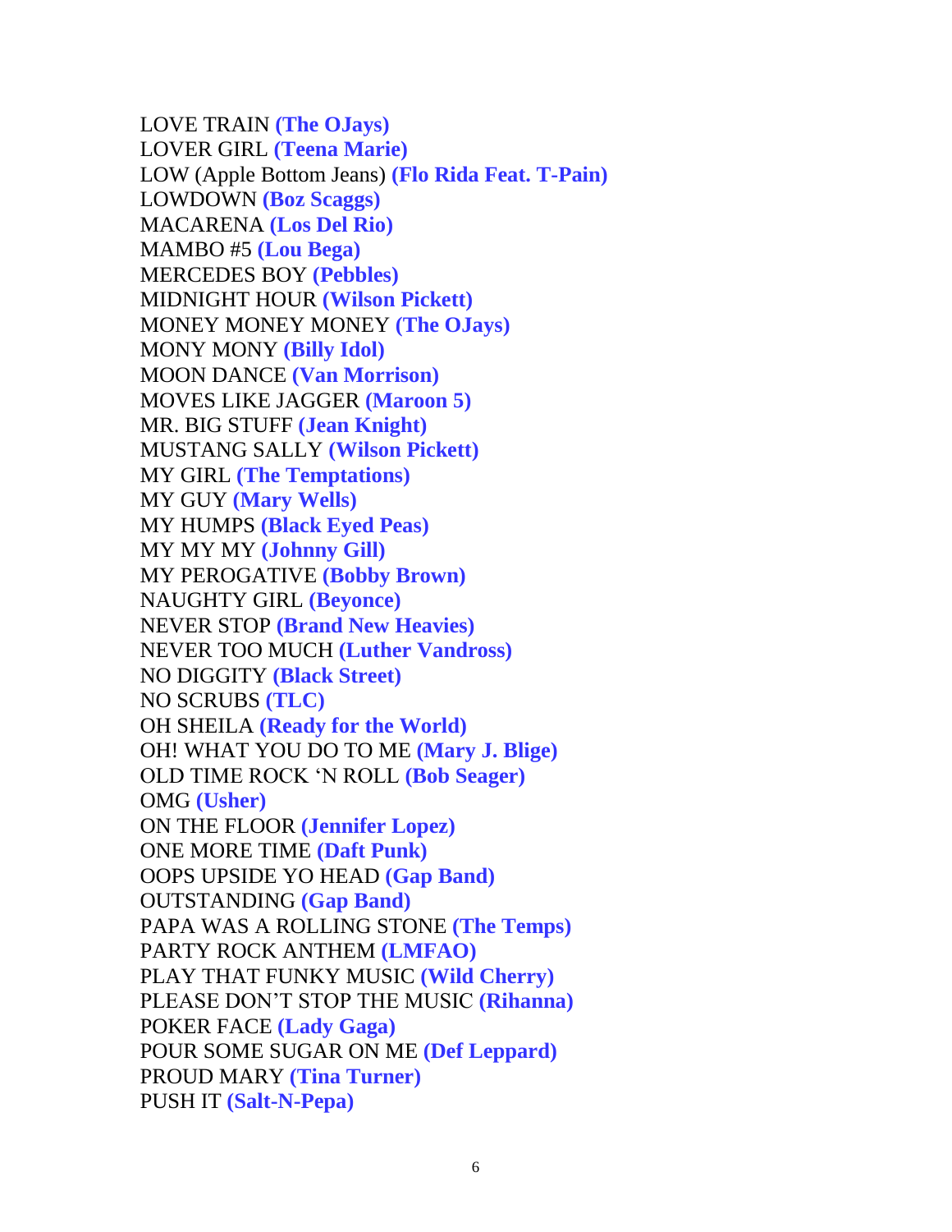LOVE TRAIN **(The OJays)**
LOVER GIRL **(Teena Marie)**
LOW (Apple Bottom Jeans) **(Flo Rida Feat. T-Pain)**
LOWDOWN **(Boz Scaggs)**
MACARENA **(Los Del Rio)**
MAMBO #5 **(Lou Bega)**
MERCEDES BOY **(Pebbles)**
MIDNIGHT HOUR **(Wilson Pickett)**
MONEY MONEY MONEY **(The OJays)**
MONY MONY **(Billy Idol)**
MOON DANCE **(Van Morrison)**
MOVES LIKE JAGGER **(Maroon 5)**
MR. BIG STUFF **(Jean Knight)**
MUSTANG SALLY **(Wilson Pickett)**
MY GIRL **(The Temptations)**
MY GUY **(Mary Wells)**
MY HUMPS **(Black Eyed Peas)**
MY MY MY **(Johnny Gill)**
MY PEROGATIVE **(Bobby Brown)**
NAUGHTY GIRL **(Beyonce)**
NEVER STOP **(Brand New Heavies)**
NEVER TOO MUCH **(Luther Vandross)**
NO DIGGITY **(Black Street)**
NO SCRUBS **(TLC)**
OH SHEILA **(Ready for the World)**
OH! WHAT YOU DO TO ME **(Mary J. Blige)**
OLD TIME ROCK 'N ROLL **(Bob Seager)**
OMG **(Usher)**
ON THE FLOOR **(Jennifer Lopez)**
ONE MORE TIME **(Daft Punk)**
OOPS UPSIDE YO HEAD **(Gap Band)**
OUTSTANDING **(Gap Band)**
PAPA WAS A ROLLING STONE **(The Temps)**
PARTY ROCK ANTHEM **(LMFAO)**
PLAY THAT FUNKY MUSIC **(Wild Cherry)**
PLEASE DON'T STOP THE MUSIC **(Rihanna)**
POKER FACE **(Lady Gaga)**
POUR SOME SUGAR ON ME **(Def Leppard)**
PROUD MARY **(Tina Turner)**
PUSH IT **(Salt-N-Pepa)**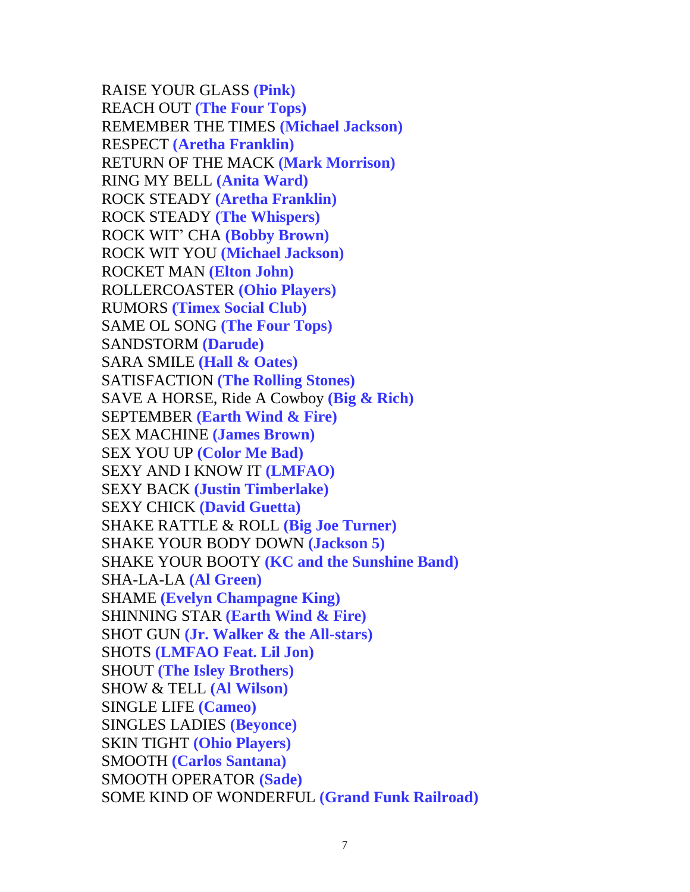RAISE YOUR GLASS **(Pink)**
REACH OUT **(The Four Tops)**
REMEMBER THE TIMES **(Michael Jackson)**
RESPECT **(Aretha Franklin)**
RETURN OF THE MACK **(Mark Morrison)**
RING MY BELL **(Anita Ward)**
ROCK STEADY **(Aretha Franklin)**
ROCK STEADY **(The Whispers)**
ROCK WIT' CHA **(Bobby Brown)**
ROCK WIT YOU **(Michael Jackson)**
ROCKET MAN **(Elton John)**
ROLLERCOASTER **(Ohio Players)**
RUMORS **(Timex Social Club)**
SAME OL SONG **(The Four Tops)**
SANDSTORM **(Darude)**
SARA SMILE **(Hall & Oates)**
SATISFACTION **(The Rolling Stones)**
SAVE A HORSE, Ride A Cowboy **(Big & Rich)**
SEPTEMBER **(Earth Wind & Fire)**
SEX MACHINE **(James Brown)**
SEX YOU UP **(Color Me Bad)**
SEXY AND I KNOW IT **(LMFAO)**
SEXY BACK **(Justin Timberlake)**
SEXY CHICK **(David Guetta)**
SHAKE RATTLE & ROLL **(Big Joe Turner)**
SHAKE YOUR BODY DOWN **(Jackson 5)**
SHAKE YOUR BOOTY **(KC and the Sunshine Band)**
SHA-LA-LA **(Al Green)**
SHAME **(Evelyn Champagne King)**
SHINNING STAR **(Earth Wind & Fire)**
SHOT GUN **(Jr. Walker & the All-stars)**
SHOTS **(LMFAO Feat. Lil Jon)**
SHOUT **(The Isley Brothers)**
SHOW & TELL **(Al Wilson)**
SINGLE LIFE **(Cameo)**
SINGLES LADIES **(Beyonce)**
SKIN TIGHT **(Ohio Players)**
SMOOTH **(Carlos Santana)**
SMOOTH OPERATOR **(Sade)**
SOME KIND OF WONDERFUL **(Grand Funk Railroad)**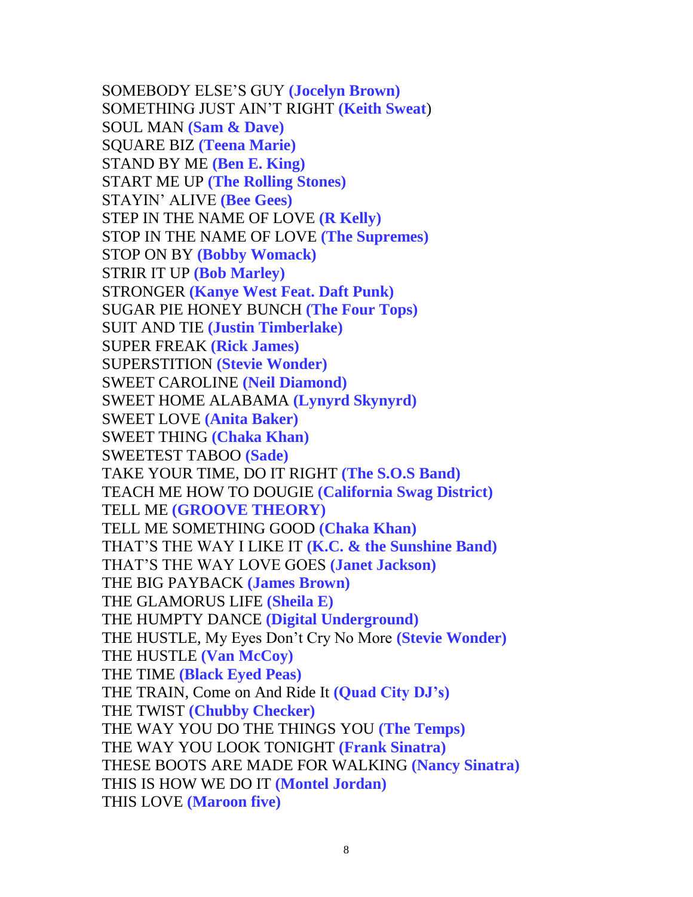SOMEBODY ELSE'S GUY **(Jocelyn Brown)**  
SOMETHING JUST AIN'T RIGHT **(Keith Sweat**)  
SOUL MAN **(Sam & Dave)**  
SQUARE BIZ **(Teena Marie)**  
STAND BY ME **(Ben E. King)**  
START ME UP **(The Rolling Stones)**  
STAYIN' ALIVE **(Bee Gees)**  
STEP IN THE NAME OF LOVE **(R Kelly)**  
STOP IN THE NAME OF LOVE **(The Supremes)**  
STOP ON BY **(Bobby Womack)**  
STRIR IT UP **(Bob Marley)**  
STRONGER **(Kanye West Feat. Daft Punk)**  
SUGAR PIE HONEY BUNCH **(The Four Tops)**  
SUIT AND TIE **(Justin Timberlake)**  
SUPER FREAK **(Rick James)**  
SUPERSTITION **(Stevie Wonder)**  
SWEET CAROLINE **(Neil Diamond)**  
SWEET HOME ALABAMA **(Lynyrd Skynyrd)**  
SWEET LOVE **(Anita Baker)**  
SWEET THING **(Chaka Khan)**  
SWEETEST TABOO **(Sade)**  
TAKE YOUR TIME, DO IT RIGHT **(The S.O.S Band)**  
TEACH ME HOW TO DOUGIE **(California Swag District)**  
TELL ME **(GROOVE THEORY)**  
TELL ME SOMETHING GOOD **(Chaka Khan)**  
THAT'S THE WAY I LIKE IT **(K.C. & the Sunshine Band)**  
THAT'S THE WAY LOVE GOES **(Janet Jackson)**  
THE BIG PAYBACK **(James Brown)**  
THE GLAMORUS LIFE **(Sheila E)**  
THE HUMPTY DANCE **(Digital Underground)**  
THE HUSTLE, My Eyes Don't Cry No More **(Stevie Wonder)**  
THE HUSTLE **(Van McCoy)**  
THE TIME **(Black Eyed Peas)**  
THE TRAIN, Come on And Ride It **(Quad City DJ's)**  
THE TWIST **(Chubby Checker)**  
THE WAY YOU DO THE THINGS YOU **(The Temps)**  
THE WAY YOU LOOK TONIGHT **(Frank Sinatra)**  
THESE BOOTS ARE MADE FOR WALKING **(Nancy Sinatra)**  
THIS IS HOW WE DO IT **(Montel Jordan)**  
THIS LOVE **(Maroon five)**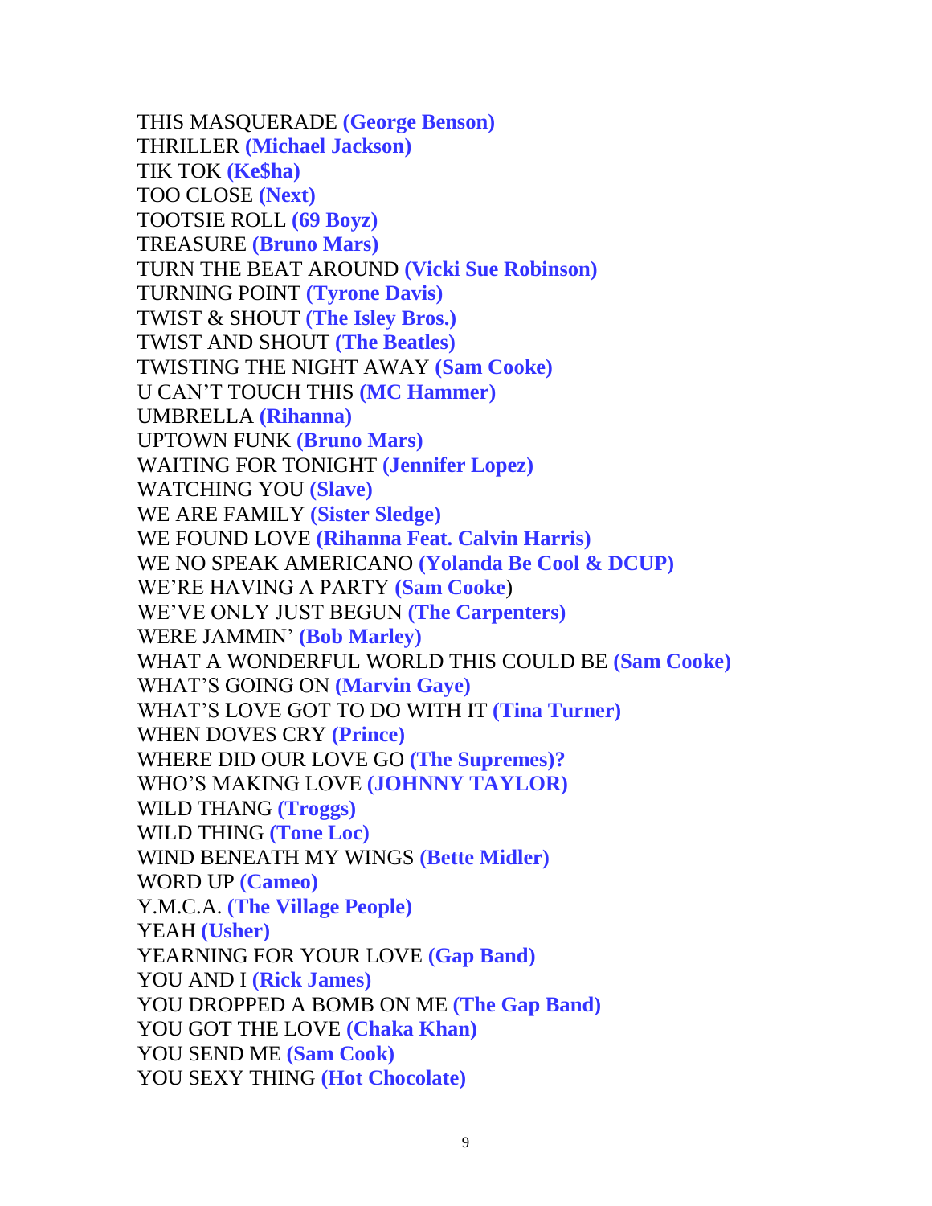THIS MASQUERADE **(George Benson)**
THRILLER **(Michael Jackson)**
TIK TOK **(Ke$ha)**
TOO CLOSE **(Next)**
TOOTSIE ROLL **(69 Boyz)**
TREASURE **(Bruno Mars)**
TURN THE BEAT AROUND **(Vicki Sue Robinson)**
TURNING POINT **(Tyrone Davis)**
TWIST & SHOUT **(The Isley Bros.)**
TWIST AND SHOUT **(The Beatles)**
TWISTING THE NIGHT AWAY **(Sam Cooke)**
U CAN'T TOUCH THIS **(MC Hammer)**
UMBRELLA **(Rihanna)**
UPTOWN FUNK **(Bruno Mars)**
WAITING FOR TONIGHT **(Jennifer Lopez)**
WATCHING YOU **(Slave)**
WE ARE FAMILY **(Sister Sledge)**
WE FOUND LOVE **(Rihanna Feat. Calvin Harris)**
WE NO SPEAK AMERICANO **(Yolanda Be Cool & DCUP)**
WE'RE HAVING A PARTY **(Sam Cooke**)
WE'VE ONLY JUST BEGUN **(The Carpenters)**
WERE JAMMIN' **(Bob Marley)**
WHAT A WONDERFUL WORLD THIS COULD BE **(Sam Cooke)**
WHAT'S GOING ON **(Marvin Gaye)**
WHAT'S LOVE GOT TO DO WITH IT **(Tina Turner)**
WHEN DOVES CRY **(Prince)**
WHERE DID OUR LOVE GO **(The Supremes)?**
WHO'S MAKING LOVE **(JOHNNY TAYLOR)**
WILD THANG **(Troggs)**
WILD THING **(Tone Loc)**
WIND BENEATH MY WINGS **(Bette Midler)**
WORD UP **(Cameo)**
Y.M.C.A. **(The Village People)**
YEAH **(Usher)**
YEARNING FOR YOUR LOVE **(Gap Band)**
YOU AND I **(Rick James)**
YOU DROPPED A BOMB ON ME **(The Gap Band)**
YOU GOT THE LOVE **(Chaka Khan)**
YOU SEND ME **(Sam Cook)**
YOU SEXY THING **(Hot Chocolate)**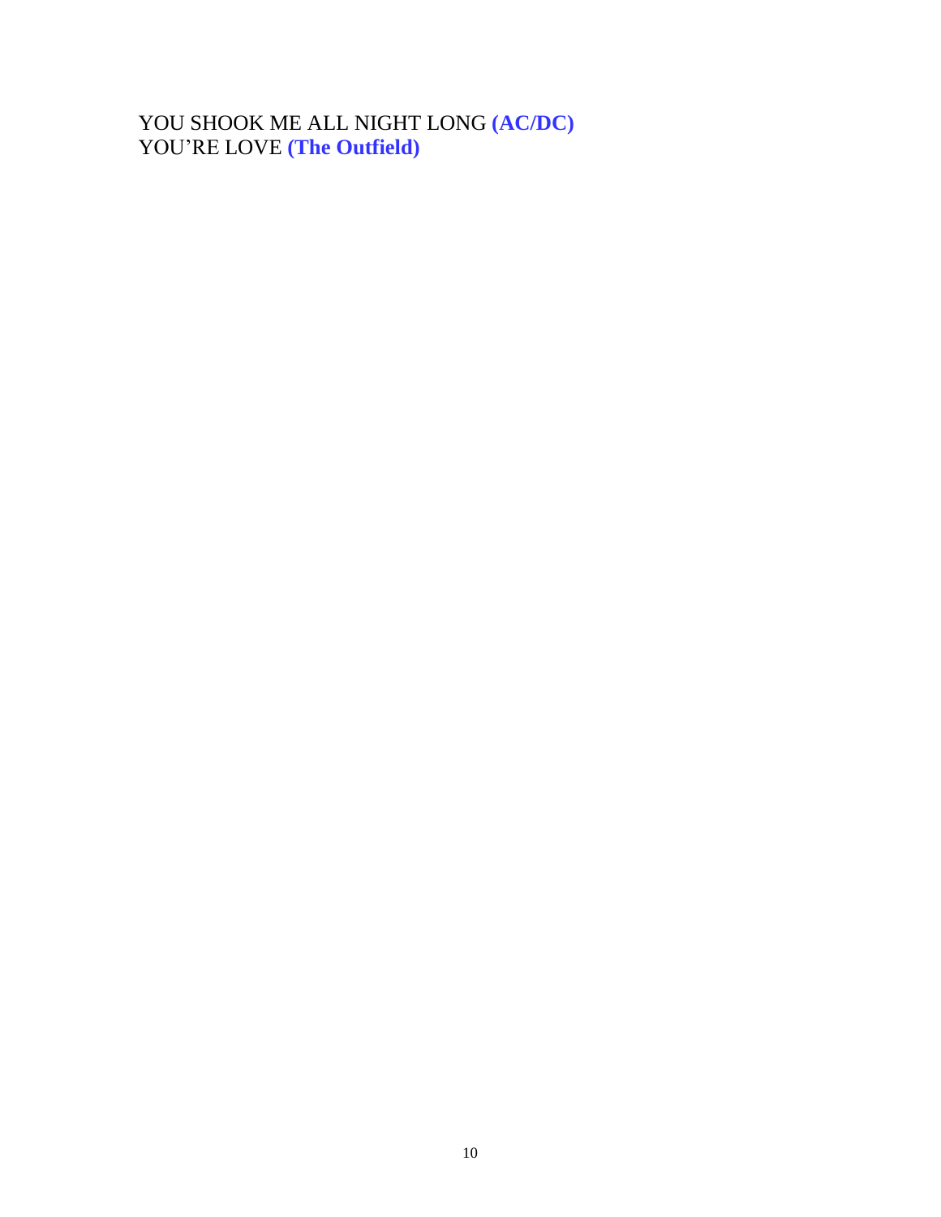YOU SHOOK ME ALL NIGHT LONG **(AC/DC)**
YOU'RE LOVE **(The Outfield)**